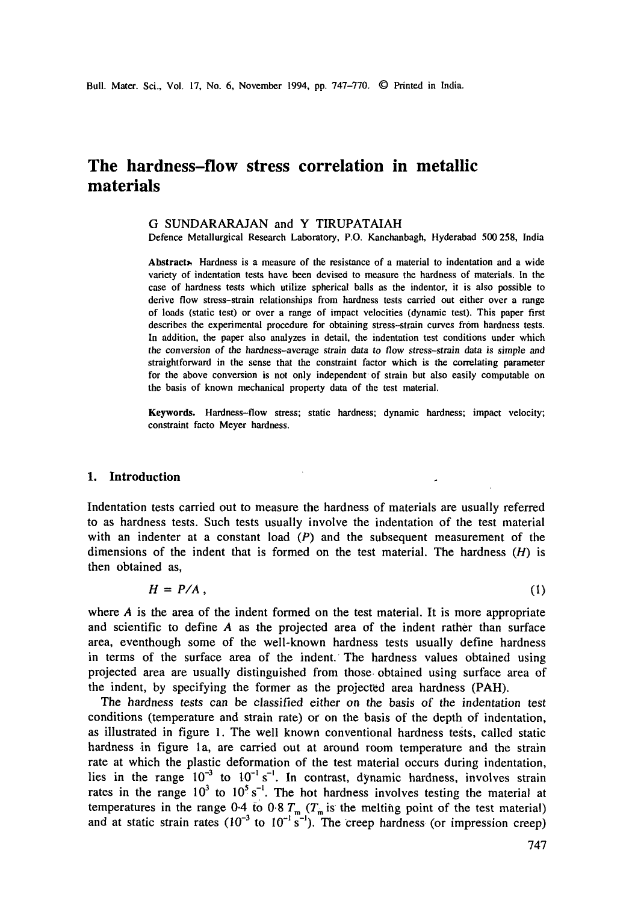# The hardness–flow stress correlation in metallic materials

G SUNDARARAJAN and Y TIRUPATAIAH

Defence Metallurgical Research Laboratory, P.O. Kanchanbagh, Hyderabad 500 258, India

**Abstract.** Hardness is a measure of the resistance of a material to indentation and a wide variety of indentation tests have been devised to measure the hardness of materials. In the case of hardness tests which utilize spherical balls as the indentor, it is also possible to derive flow stress–strain relationships from hardness tests carried out either over a range of loads (static test) or over a range of impact velocities (dynamic test). This paper first describes the experimental procedure for obtaining stress–strain curves from hardness tests. In addition, the paper also analyzes in detail, the indentation test conditions under which the conversion of the hardness–average strain data to flow stress–strain data is simple and straightforward in the sense that the constraint factor which is the correlating parameter for the above conversion is not only independent of strain but also easily computable on the basis of known mechanical property data of the test material.

**Keywords.** Hardness–flow stress; static hardness; dynamic hardness; impact velocity; constraint facto Meyer hardness.

## 1. Introduction

Indentation tests carried out to measure the hardness of materials are usually referred to as hardness tests. Such tests usually involve the indentation of the test material with an indenter at a constant load ($P$) and the subsequent measurement of the dimensions of the indent that is formed on the test material. The hardness ($H$) is then obtained as,

$$H = P/A, \tag{1}$$

where $A$ is the area of the indent formed on the test material. It is more appropriate and scientific to define $A$ as the projected area of the indent rather than surface area, eventhough some of the well-known hardness tests usually define hardness in terms of the surface area of the indent. The hardness values obtained using projected area are usually distinguished from those obtained using surface area of the indent, by specifying the former as the projected area hardness (PAH).

The hardness tests can be classified either on the basis of the indentation test conditions (temperature and strain rate) or on the basis of the depth of indentation, as illustrated in figure 1. The well known conventional hardness tests, called static hardness in figure 1a, are carried out at around room temperature and the strain rate at which the plastic deformation of the test material occurs during indentation, lies in the range $10^{-3}$ to $10^{-1}\,s^{-1}$. In contrast, dynamic hardness, involves strain rates in the range $10^{3}$ to $10^{5}\,s^{-1}$. The hot hardness involves testing the material at temperatures in the range 0·4 to 0·8 $T_m$ ($T_m$ is the melting point of the test material) and at static strain rates ($10^{-3}$ to $10^{-1}\,s^{-1}$). The creep hardness (or impression creep)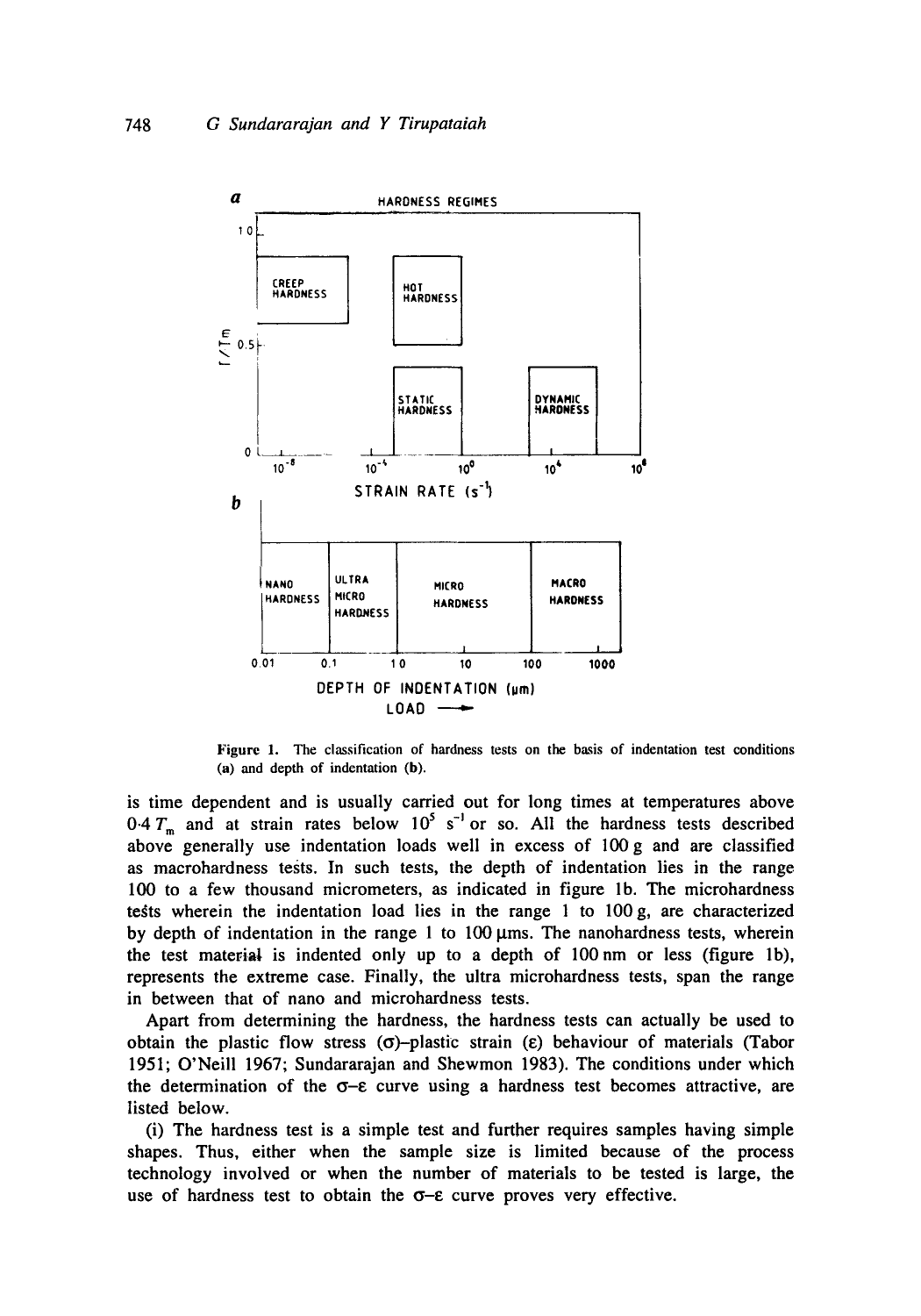Figure 1. The classification of hardness tests on the basis of indentation test conditions (a) and depth of indentation (b).

is time dependent and is usually carried out for long times at temperatures above $0.4\,T_m$ and at strain rates below $10^5\ s^{-1}$ or so. All the hardness tests described above generally use indentation loads well in excess of 100 g and are classified as macrohardness tests. In such tests, the depth of indentation lies in the range 100 to a few thousand micrometers, as indicated in figure 1b. The microhardness tests wherein the indentation load lies in the range 1 to 100 g, are characterized by depth of indentation in the range 1 to 100 μms. The nanohardness tests, wherein the test material is indented only up to a depth of 100 nm or less (figure 1b), represents the extreme case. Finally, the ultra microhardness tests, span the range in between that of nano and microhardness tests.

Apart from determining the hardness, the hardness tests can actually be used to obtain the plastic flow stress ($\sigma$)–plastic strain ($\varepsilon$) behaviour of materials (Tabor 1951; O'Neill 1967; Sundararajan and Shewmon 1983). The conditions under which the determination of the $\sigma$–$\varepsilon$ curve using a hardness test becomes attractive, are listed below.

(i) The hardness test is a simple test and further requires samples having simple shapes. Thus, either when the sample size is limited because of the process technology involved or when the number of materials to be tested is large, the use of hardness test to obtain the $\sigma$–$\varepsilon$ curve proves very effective.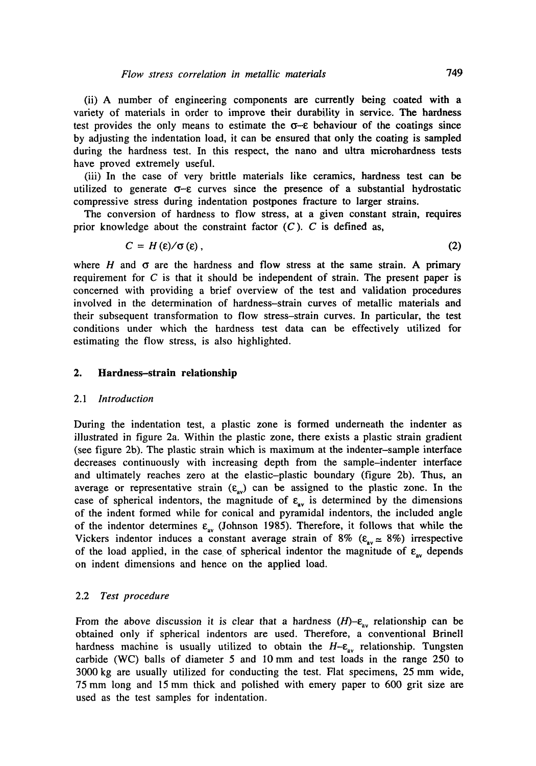(ii) A number of engineering components are currently being coated with a variety of materials in order to improve their durability in service. The hardness test provides the only means to estimate the $\sigma$–$\varepsilon$ behaviour of the coatings since by adjusting the indentation load, it can be ensured that only the coating is sampled during the hardness test. In this respect, the nano and ultra microhardness tests have proved extremely useful.

(iii) In the case of very brittle materials like ceramics, hardness test can be utilized to generate $\sigma$–$\varepsilon$ curves since the presence of a substantial hydrostatic compressive stress during indentation postpones fracture to larger strains.

The conversion of hardness to flow stress, at a given constant strain, requires prior knowledge about the constraint factor ($C$). $C$ is defined as,

$$C = H(\varepsilon)/\sigma(\varepsilon), \tag{2}$$

where $H$ and $\sigma$ are the hardness and flow stress at the same strain. A primary requirement for $C$ is that it should be independent of strain. The present paper is concerned with providing a brief overview of the test and validation procedures involved in the determination of hardness–strain curves of metallic materials and their subsequent transformation to flow stress–strain curves. In particular, the test conditions under which the hardness test data can be effectively utilized for estimating the flow stress, is also highlighted.

## 2. Hardness–strain relationship

### 2.1 *Introduction*

During the indentation test, a plastic zone is formed underneath the indenter as illustrated in figure 2a. Within the plastic zone, there exists a plastic strain gradient (see figure 2b). The plastic strain which is maximum at the indenter–sample interface decreases continuously with increasing depth from the sample–indenter interface and ultimately reaches zero at the elastic–plastic boundary (figure 2b). Thus, an average or representative strain ($\varepsilon_{av}$) can be assigned to the plastic zone. In the case of spherical indentors, the magnitude of $\varepsilon_{av}$ is determined by the dimensions of the indent formed while for conical and pyramidal indentors, the included angle of the indentor determines $\varepsilon_{av}$ (Johnson 1985). Therefore, it follows that while the Vickers indentor induces a constant average strain of 8% ($\varepsilon_{av} \simeq 8\%$) irrespective of the load applied, in the case of spherical indentor the magnitude of $\varepsilon_{av}$ depends on indent dimensions and hence on the applied load.

### 2.2 *Test procedure*

From the above discussion it is clear that a hardness ($H$)–$\varepsilon_{av}$ relationship can be obtained only if spherical indentors are used. Therefore, a conventional Brinell hardness machine is usually utilized to obtain the $H$–$\varepsilon_{av}$ relationship. Tungsten carbide (WC) balls of diameter 5 and 10 mm and test loads in the range 250 to 3000 kg are usually utilized for conducting the test. Flat specimens, 25 mm wide, 75 mm long and 15 mm thick and polished with emery paper to 600 grit size are used as the test samples for indentation.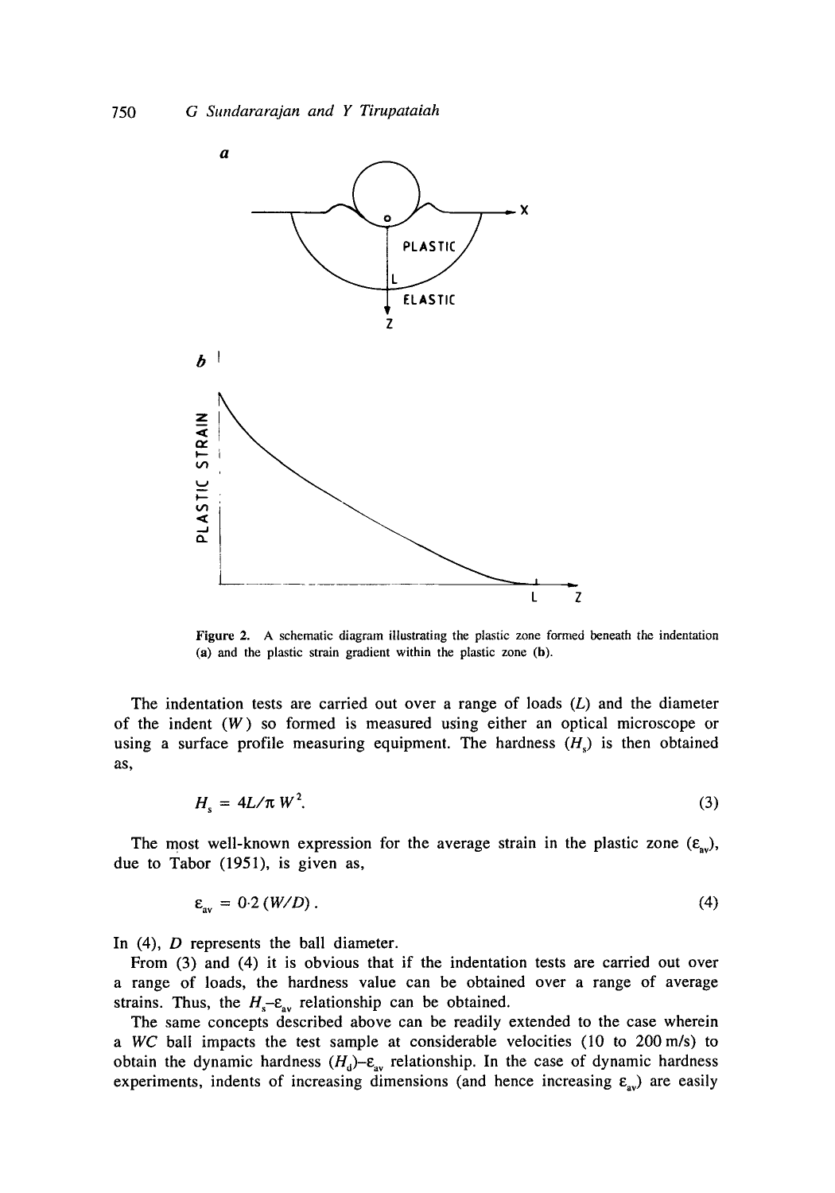Figure 2. A schematic diagram illustrating the plastic zone formed beneath the indentation (a) and the plastic strain gradient within the plastic zone (b).

The indentation tests are carried out over a range of loads ($L$) and the diameter of the indent ($W$) so formed is measured using either an optical microscope or using a surface profile measuring equipment. The hardness ($H_s$) is then obtained as,

$$H_s = 4L/\pi W^2. \tag{3}$$

The most well-known expression for the average strain in the plastic zone ($\varepsilon_{av}$), due to Tabor (1951), is given as,

$$\varepsilon_{av} = 0{\cdot}2\,(W/D)\,. \tag{4}$$

In (4), $D$ represents the ball diameter.

From (3) and (4) it is obvious that if the indentation tests are carried out over a range of loads, the hardness value can be obtained over a range of average strains. Thus, the $H_s$–$\varepsilon_{av}$ relationship can be obtained.

The same concepts described above can be readily extended to the case wherein a *WC* ball impacts the test sample at considerable velocities (10 to 200 m/s) to obtain the dynamic hardness ($H_d$)–$\varepsilon_{av}$ relationship. In the case of dynamic hardness experiments, indents of increasing dimensions (and hence increasing $\varepsilon_{av}$) are easily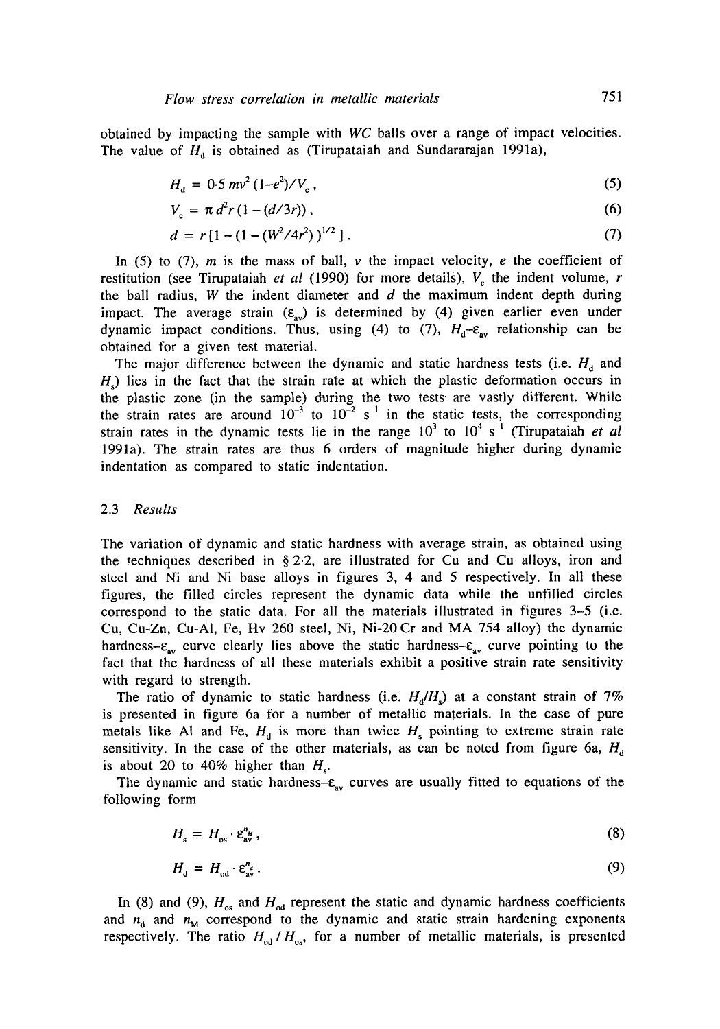obtained by impacting the sample with $WC$ balls over a range of impact velocities. The value of $H_d$ is obtained as (Tirupataiah and Sundararajan 1991a),

$$H_d = 0{\cdot}5\, mv^2 (1 - e^2)/V_c\,, \tag{5}$$

$$V_c = \pi d^2 r (1 - (d/3r))\,, \tag{6}$$

$$d = r[1 - (1 - (W^2/4r^2))^{1/2}]\,. \tag{7}$$

In (5) to (7), $m$ is the mass of ball, $v$ the impact velocity, $e$ the coefficient of restitution (see Tirupataiah *et al* (1990) for more details), $V_c$ the indent volume, $r$ the ball radius, $W$ the indent diameter and $d$ the maximum indent depth during impact. The average strain ($\varepsilon_{av}$) is determined by (4) given earlier even under dynamic impact conditions. Thus, using (4) to (7), $H_d$–$\varepsilon_{av}$ relationship can be obtained for a given test material.

The major difference between the dynamic and static hardness tests (i.e. $H_d$ and $H_s$) lies in the fact that the strain rate at which the plastic deformation occurs in the plastic zone (in the sample) during the two tests are vastly different. While the strain rates are around $10^{-3}$ to $10^{-2}$ $s^{-1}$ in the static tests, the corresponding strain rates in the dynamic tests lie in the range $10^3$ to $10^4$ $s^{-1}$ (Tirupataiah *et al* 1991a). The strain rates are thus 6 orders of magnitude higher during dynamic indentation as compared to static indentation.

### 2.3 *Results*

The variation of dynamic and static hardness with average strain, as obtained using the techniques described in § 2·2, are illustrated for Cu and Cu alloys, iron and steel and Ni and Ni base alloys in figures 3, 4 and 5 respectively. In all these figures, the filled circles represent the dynamic data while the unfilled circles correspond to the static data. For all the materials illustrated in figures 3–5 (i.e. Cu, Cu-Zn, Cu-Al, Fe, Hv 260 steel, Ni, Ni-20 Cr and MA 754 alloy) the dynamic hardness–$\varepsilon_{av}$ curve clearly lies above the static hardness–$\varepsilon_{av}$ curve pointing to the fact that the hardness of all these materials exhibit a positive strain rate sensitivity with regard to strength.

The ratio of dynamic to static hardness (i.e. $H_d/H_s$) at a constant strain of 7% is presented in figure 6a for a number of metallic materials. In the case of pure metals like Al and Fe, $H_d$ is more than twice $H_s$ pointing to extreme strain rate sensitivity. In the case of the other materials, as can be noted from figure 6a, $H_d$ is about 20 to 40% higher than $H_s$.

The dynamic and static hardness–$\varepsilon_{av}$ curves are usually fitted to equations of the following form

$$H_s = H_{os} \cdot \varepsilon_{av}^{n_M}\,, \tag{8}$$

$$H_d = H_{od} \cdot \varepsilon_{av}^{n_d}\,. \tag{9}$$

In (8) and (9), $H_{os}$ and $H_{od}$ represent the static and dynamic hardness coefficients and $n_d$ and $n_M$ correspond to the dynamic and static strain hardening exponents respectively. The ratio $H_{od}/H_{os}$, for a number of metallic materials, is presented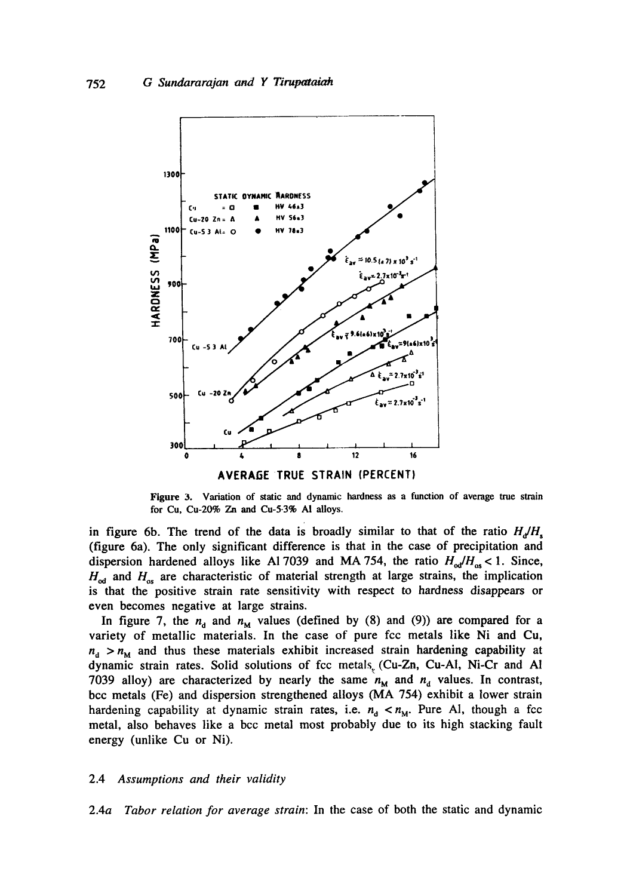Figure 3. Variation of static and dynamic hardness as a function of average true strain for Cu, Cu-20% Zn and Cu-5·3% Al alloys.

in figure 6b. The trend of the data is broadly similar to that of the ratio $H_d/H_s$ (figure 6a). The only significant difference is that in the case of precipitation and dispersion hardened alloys like Al 7039 and MA 754, the ratio $H_{od}/H_{os} < 1$. Since, $H_{od}$ and $H_{os}$ are characteristic of material strength at large strains, the implication is that the positive strain rate sensitivity with respect to hardness disappears or even becomes negative at large strains.

In figure 7, the $n_d$ and $n_M$ values (defined by (8) and (9)) are compared for a variety of metallic materials. In the case of pure fcc metals like Ni and Cu, $n_d > n_M$ and thus these materials exhibit increased strain hardening capability at dynamic strain rates. Solid solutions of fcc metals (Cu-Zn, Cu-Al, Ni-Cr and Al 7039 alloy) are characterized by nearly the same $n_M$ and $n_d$ values. In contrast, bcc metals (Fe) and dispersion strengthened alloys (MA 754) exhibit a lower strain hardening capability at dynamic strain rates, i.e. $n_d < n_M$. Pure Al, though a fcc metal, also behaves like a bcc metal most probably due to its high stacking fault energy (unlike Cu or Ni).

### 2.4 *Assumptions and their validity*

2.4*a* *Tabor relation for average strain*: In the case of both the static and dynamic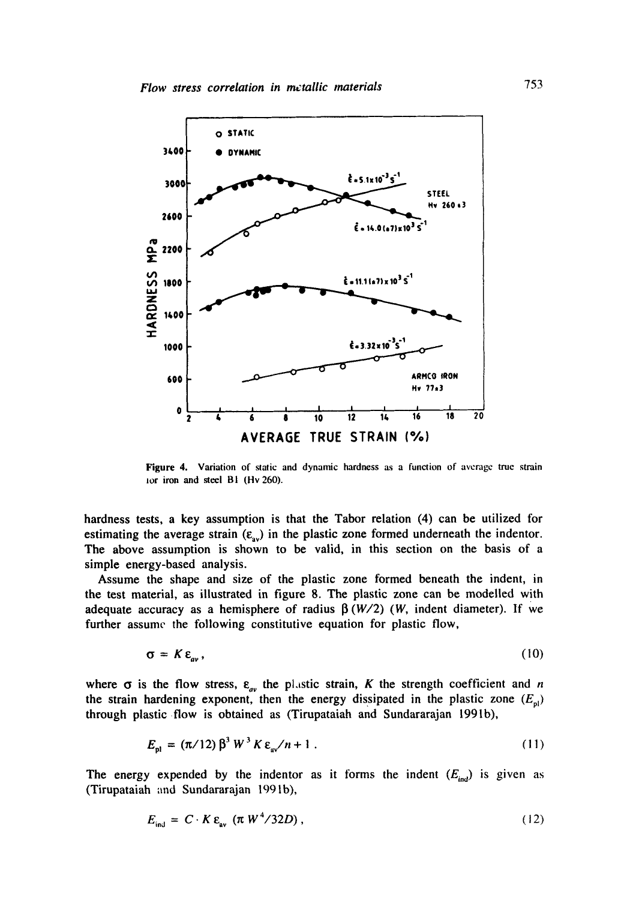Figure 4. Variation of static and dynamic hardness as a function of average true strain for iron and steel B1 (Hv 260).

hardness tests, a key assumption is that the Tabor relation (4) can be utilized for estimating the average strain ($\varepsilon_{av}$) in the plastic zone formed underneath the indentor. The above assumption is shown to be valid, in this section on the basis of a simple energy-based analysis.

Assume the shape and size of the plastic zone formed beneath the indent, in the test material, as illustrated in figure 8. The plastic zone can be modelled with adequate accuracy as a hemisphere of radius $\beta\,(W/2)$ ($W$, indent diameter). If we further assume the following constitutive equation for plastic flow,

$$\sigma = K\varepsilon_{av}, \tag{10}$$

where $\sigma$ is the flow stress, $\varepsilon_{av}$ the plastic strain, $K$ the strength coefficient and $n$ the strain hardening exponent, then the energy dissipated in the plastic zone ($E_{pl}$) through plastic flow is obtained as (Tirupataiah and Sundararajan 1991b),

$$E_{pl} = (\pi/12)\,\beta^3 W^3 K\varepsilon_{av}/n + 1\,. \tag{11}$$

The energy expended by the indentor as it forms the indent ($E_{ind}$) is given as (Tirupataiah and Sundararajan 1991b),

$$E_{ind} = C \cdot K\varepsilon_{av}\,(\pi W^4/32D)\,, \tag{12}$$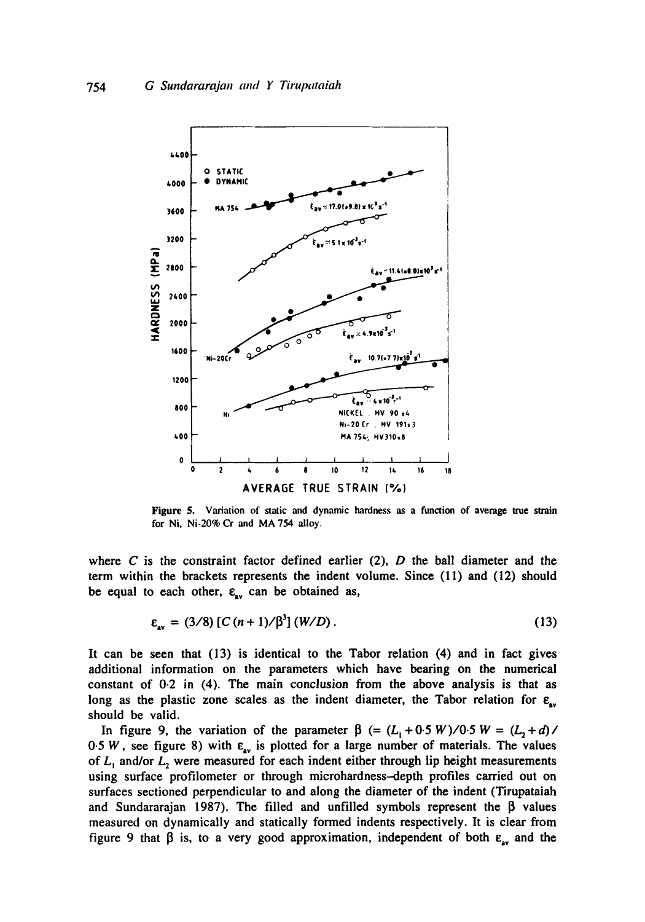Figure 5. Variation of static and dynamic hardness as a function of average true strain for Ni, Ni-20% Cr and MA 754 alloy.

where $C$ is the constraint factor defined earlier (2), $D$ the ball diameter and the term within the brackets represents the indent volume. Since (11) and (12) should be equal to each other, $\varepsilon_{av}$ can be obtained as,

$$\varepsilon_{av} = (3/8)\,[C\,(n+1)/\beta^3]\,(W/D). \tag{13}$$

It can be seen that (13) is identical to the Tabor relation (4) and in fact gives additional information on the parameters which have bearing on the numerical constant of 0·2 in (4). The main conclusion from the above analysis is that as long as the plastic zone scales as the indent diameter, the Tabor relation for $\varepsilon_{av}$ should be valid.

In figure 9, the variation of the parameter $\beta$ $(= (L_1 + 0{\cdot}5\,W)/0{\cdot}5\,W = (L_2 + d)/0{\cdot}5\,W$, see figure 8) with $\varepsilon_{av}$ is plotted for a large number of materials. The values of $L_1$ and/or $L_2$ were measured for each indent either through lip height measurements using surface profilometer or through microhardness–depth profiles carried out on surfaces sectioned perpendicular to and along the diameter of the indent (Tirupataiah and Sundararajan 1987). The filled and unfilled symbols represent the $\beta$ values measured on dynamically and statically formed indents respectively. It is clear from figure 9 that $\beta$ is, to a very good approximation, independent of both $\varepsilon_{av}$ and the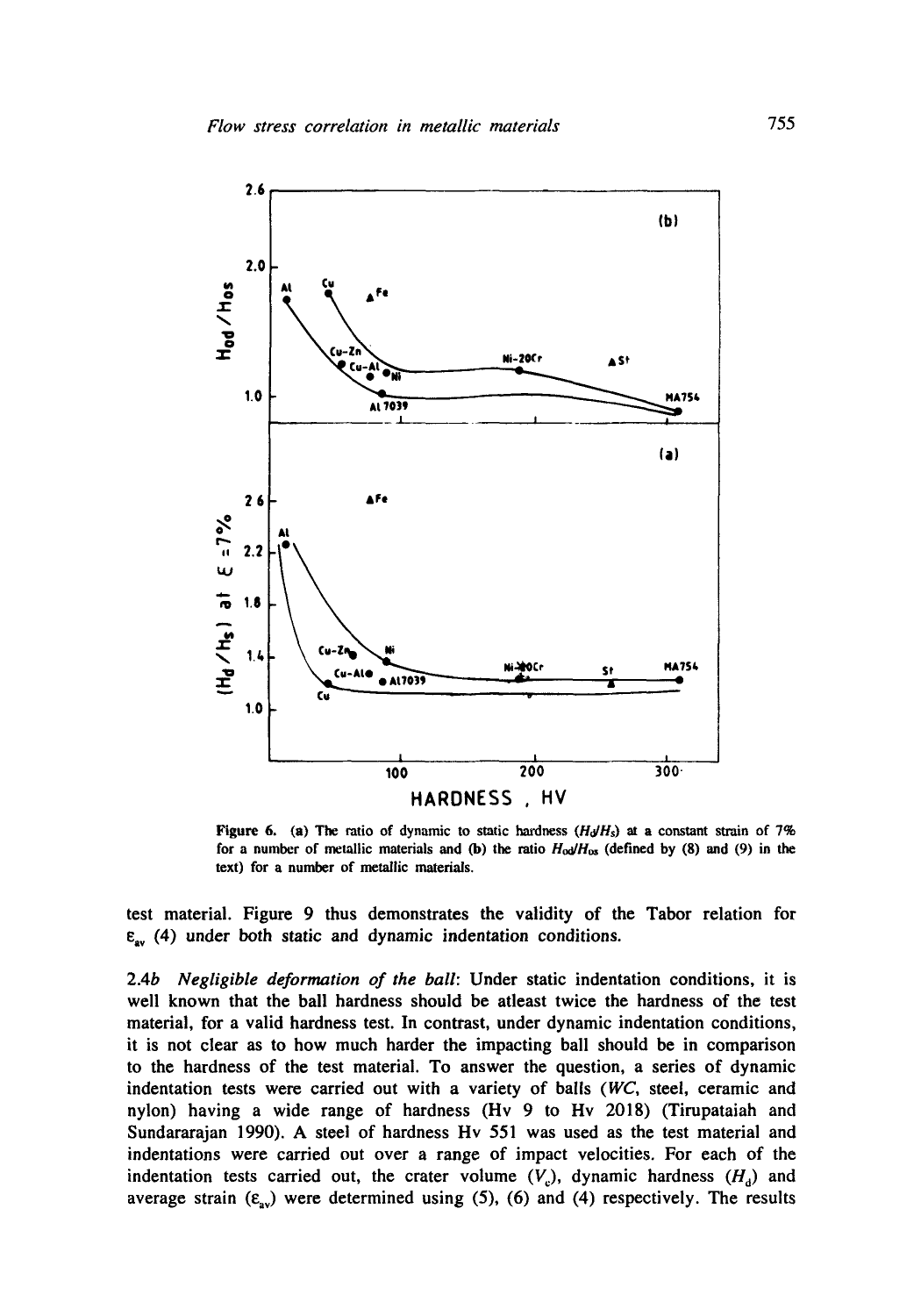Figure 6. (a) The ratio of dynamic to static hardness ($H_d/H_s$) at a constant strain of 7% for a number of metallic materials and (b) the ratio $H_{0d}/H_{0s}$ (defined by (8) and (9) in the text) for a number of metallic materials.

test material. Figure 9 thus demonstrates the validity of the Tabor relation for $\varepsilon_{av}$ (4) under both static and dynamic indentation conditions.

2.4*b* *Negligible deformation of the ball*: Under static indentation conditions, it is well known that the ball hardness should be atleast twice the hardness of the test material, for a valid hardness test. In contrast, under dynamic indentation conditions, it is not clear as to how much harder the impacting ball should be in comparison to the hardness of the test material. To answer the question, a series of dynamic indentation tests were carried out with a variety of balls (*WC*, steel, ceramic and nylon) having a wide range of hardness (Hv 9 to Hv 2018) (Tirupataiah and Sundararajan 1990). A steel of hardness Hv 551 was used as the test material and indentations were carried out over a range of impact velocities. For each of the indentation tests carried out, the crater volume ($V_c$), dynamic hardness ($H_d$) and average strain ($\varepsilon_{av}$) were determined using (5), (6) and (4) respectively. The results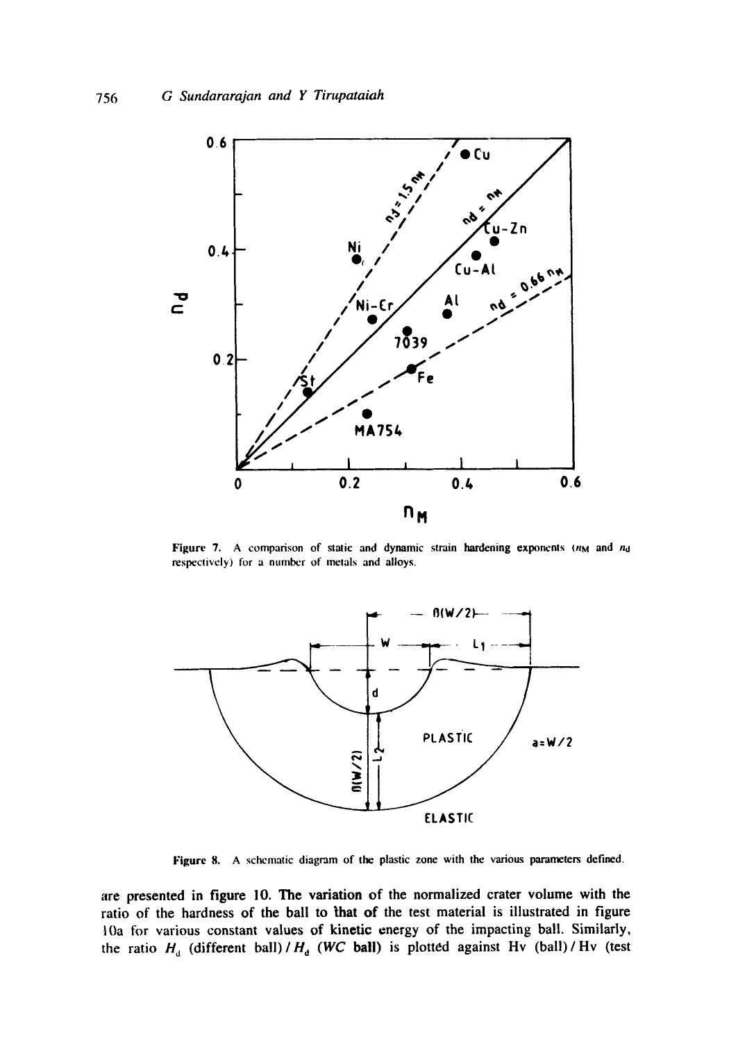Figure 7. A comparison of static and dynamic strain hardening exponents ($n_M$ and $n_d$ respectively) for a number of metals and alloys.

Figure 8. A schematic diagram of the plastic zone with the various parameters defined.

are presented in figure 10. The variation of the normalized crater volume with the ratio of the hardness of the ball to that of the test material is illustrated in figure 10a for various constant values of kinetic energy of the impacting ball. Similarly, the ratio $H_d$ (different ball) / $H_d$ (*WC* ball) is plotted against Hv (ball) / Hv (test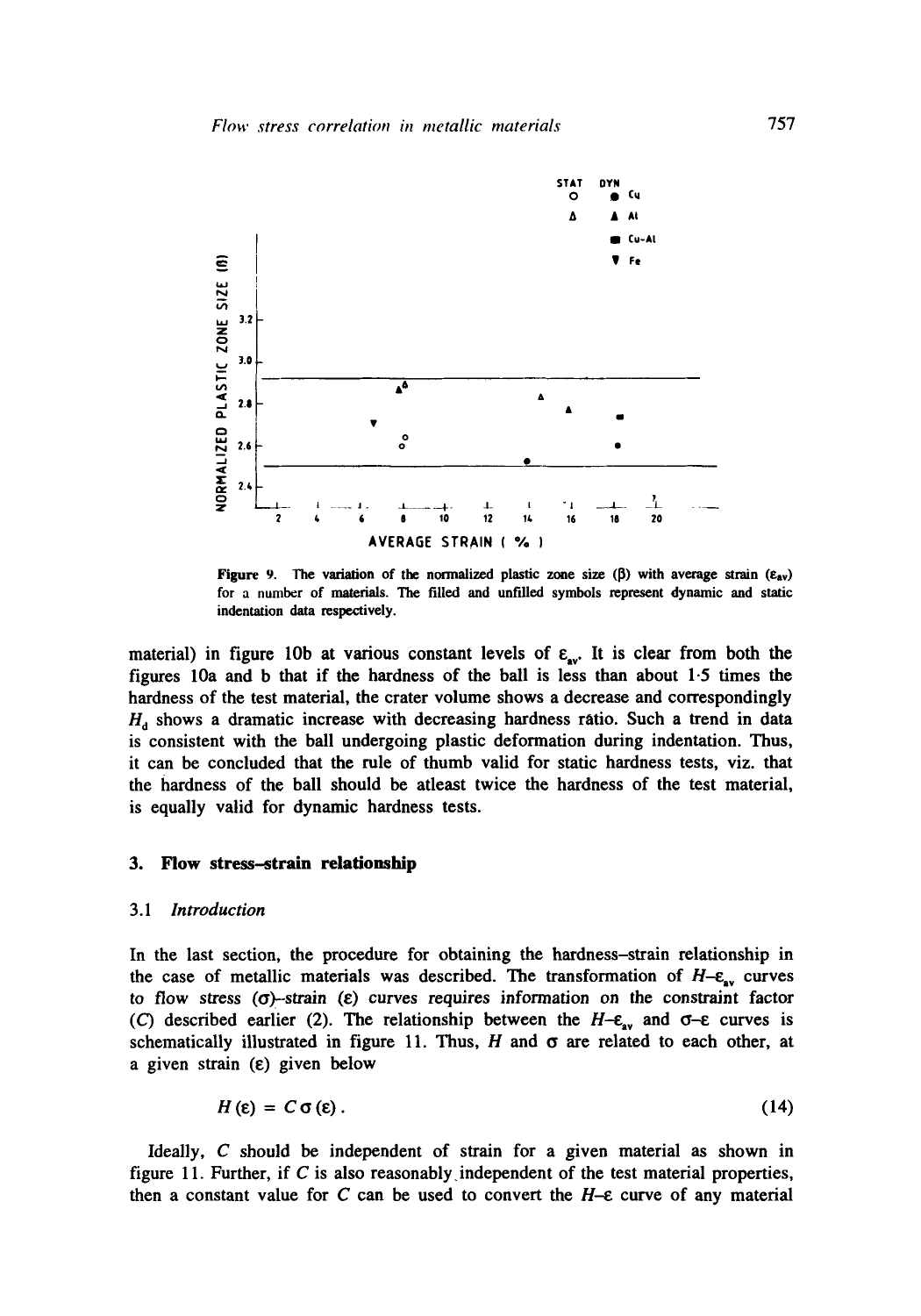Figure 9. The variation of the normalized plastic zone size (β) with average strain ($\varepsilon_{av}$) for a number of materials. The filled and unfilled symbols represent dynamic and static indentation data respectively.

material) in figure 10b at various constant levels of $\varepsilon_{av}$. It is clear from both the figures 10a and b that if the hardness of the ball is less than about 1·5 times the hardness of the test material, the crater volume shows a decrease and correspondingly $H_d$ shows a dramatic increase with decreasing hardness ratio. Such a trend in data is consistent with the ball undergoing plastic deformation during indentation. Thus, it can be concluded that the rule of thumb valid for static hardness tests, viz. that the hardness of the ball should be atleast twice the hardness of the test material, is equally valid for dynamic hardness tests.

## 3. Flow stress–strain relationship

### 3.1 *Introduction*

In the last section, the procedure for obtaining the hardness–strain relationship in the case of metallic materials was described. The transformation of $H$–$\varepsilon_{av}$ curves to flow stress ($\sigma$)–strain ($\varepsilon$) curves requires information on the constraint factor ($C$) described earlier (2). The relationship between the $H$–$\varepsilon_{av}$ and $\sigma$–$\varepsilon$ curves is schematically illustrated in figure 11. Thus, $H$ and $\sigma$ are related to each other, at a given strain ($\varepsilon$) given below

$$H(\varepsilon) = C\,\sigma(\varepsilon). \tag{14}$$

Ideally, $C$ should be independent of strain for a given material as shown in figure 11. Further, if $C$ is also reasonably independent of the test material properties, then a constant value for $C$ can be used to convert the $H$–$\varepsilon$ curve of any material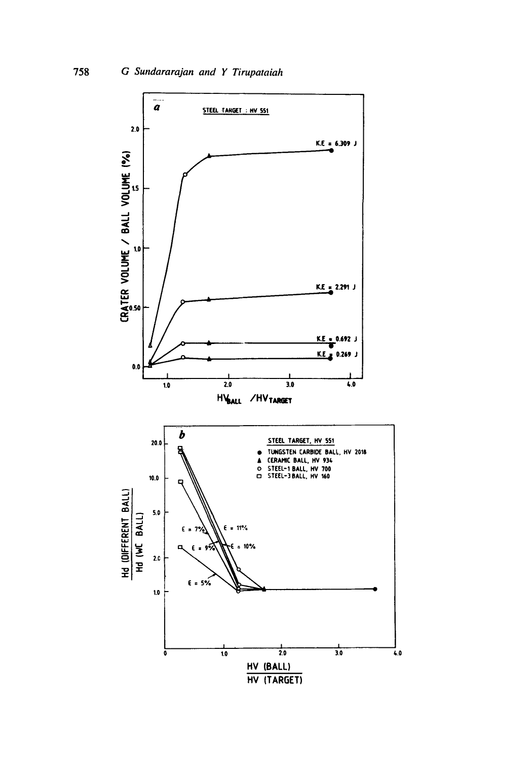**a**

STEEL TARGET : HV 551

CRATER VOLUME / BALL VOLUME (%)

$HV_{BALL}$ / $HV_{TARGET}$

K.E = 6.309 J

K.E = 2.291 J

K.E = 0.692 J

K.E = 0.269 J

**b**

STEEL TARGET, HV 551

- ● TUNGSTEN CARBIDE BALL, HV 2018
- ▲ CERAMIC BALL, HV 934
- ○ STEEL-1 BALL, HV 700
- □ STEEL-3 BALL, HV 160

$\epsilon$ = 7%, $\epsilon$ = 11%, $\epsilon$ = 9%, $\epsilon$ = 10%, $\epsilon$ = 5%

$\frac{\text{Hd (DIFFERENT BALL)}}{\text{Hd (WC BALL)}}$

$\frac{\text{HV (BALL)}}{\text{HV (TARGET)}}$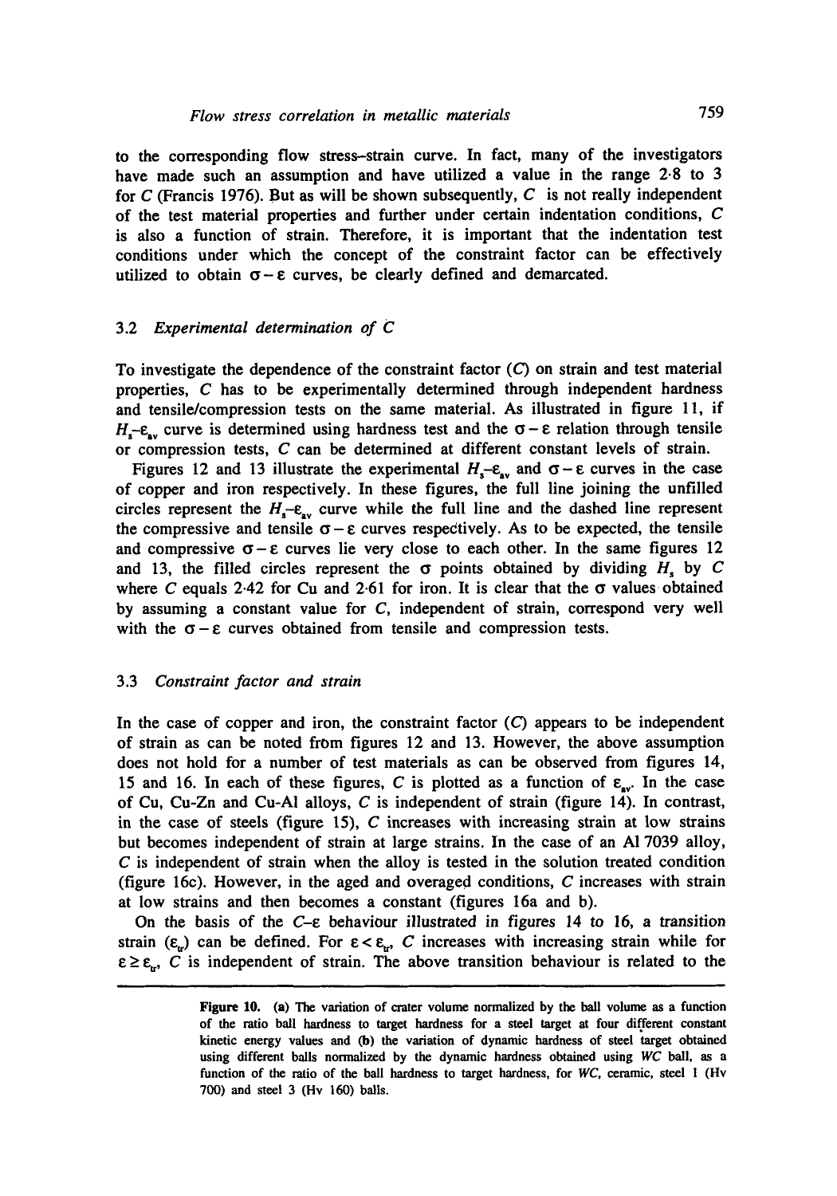to the corresponding flow stress–strain curve. In fact, many of the investigators have made such an assumption and have utilized a value in the range 2·8 to 3 for $C$ (Francis 1976). But as will be shown subsequently, $C$ is not really independent of the test material properties and further under certain indentation conditions, $C$ is also a function of strain. Therefore, it is important that the indentation test conditions under which the concept of the constraint factor can be effectively utilized to obtain $\sigma-\varepsilon$ curves, be clearly defined and demarcated.

### 3.2 *Experimental determination of C*

To investigate the dependence of the constraint factor ($C$) on strain and test material properties, $C$ has to be experimentally determined through independent hardness and tensile/compression tests on the same material. As illustrated in figure 11, if $H_s$–$\varepsilon_{av}$ curve is determined using hardness test and the $\sigma-\varepsilon$ relation through tensile or compression tests, $C$ can be determined at different constant levels of strain.

Figures 12 and 13 illustrate the experimental $H_s$–$\varepsilon_{av}$ and $\sigma-\varepsilon$ curves in the case of copper and iron respectively. In these figures, the full line joining the unfilled circles represent the $H_s$–$\varepsilon_{av}$ curve while the full line and the dashed line represent the compressive and tensile $\sigma-\varepsilon$ curves respectively. As to be expected, the tensile and compressive $\sigma-\varepsilon$ curves lie very close to each other. In the same figures 12 and 13, the filled circles represent the $\sigma$ points obtained by dividing $H_s$ by $C$ where $C$ equals 2·42 for Cu and 2·61 for iron. It is clear that the $\sigma$ values obtained by assuming a constant value for $C$, independent of strain, correspond very well with the $\sigma-\varepsilon$ curves obtained from tensile and compression tests.

### 3.3 *Constraint factor and strain*

In the case of copper and iron, the constraint factor ($C$) appears to be independent of strain as can be noted from figures 12 and 13. However, the above assumption does not hold for a number of test materials as can be observed from figures 14, 15 and 16. In each of these figures, $C$ is plotted as a function of $\varepsilon_{av}$. In the case of Cu, Cu-Zn and Cu-Al alloys, $C$ is independent of strain (figure 14). In contrast, in the case of steels (figure 15), $C$ increases with increasing strain at low strains but becomes independent of strain at large strains. In the case of an Al 7039 alloy, $C$ is independent of strain when the alloy is tested in the solution treated condition (figure 16c). However, in the aged and overaged conditions, $C$ increases with strain at low strains and then becomes a constant (figures 16a and b).

On the basis of the $C$–$\varepsilon$ behaviour illustrated in figures 14 to 16, a transition strain ($\varepsilon_{tr}$) can be defined. For $\varepsilon < \varepsilon_{tr}$, $C$ increases with increasing strain while for $\varepsilon \geq \varepsilon_{tr}$, $C$ is independent of strain. The above transition behaviour is related to the

**Figure 10.** (a) The variation of crater volume normalized by the ball volume as a function of the ratio ball hardness to target hardness for a steel target at four different constant kinetic energy values and (b) the variation of dynamic hardness of steel target obtained using different balls normalized by the dynamic hardness obtained using *WC* ball, as a function of the ratio of the ball hardness to target hardness, for *WC*, ceramic, steel 1 (Hv 700) and steel 3 (Hv 160) balls.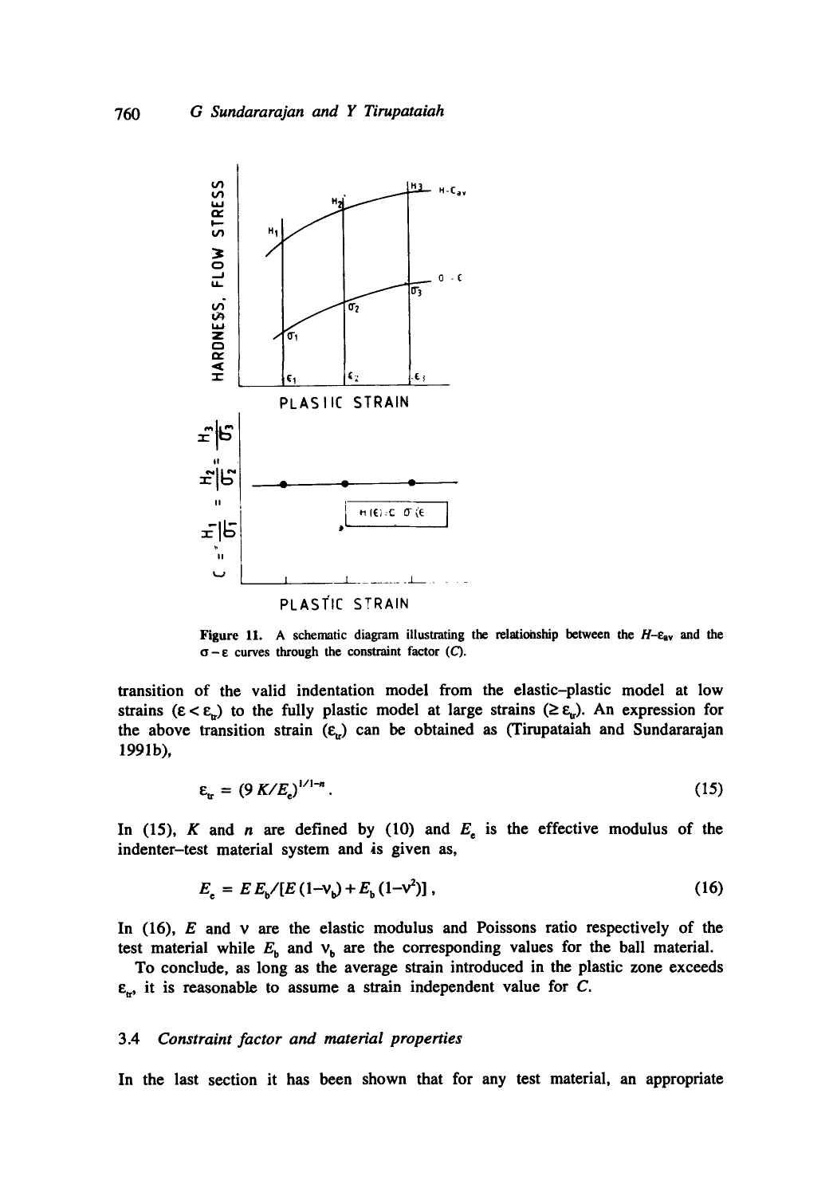Figure 11. A schematic diagram illustrating the relationship between the $H$–$\varepsilon_{av}$ and the $\sigma-\varepsilon$ curves through the constraint factor ($C$).

transition of the valid indentation model from the elastic–plastic model at low strains ($\varepsilon < \varepsilon_{tr}$) to the fully plastic model at large strains ($\geq \varepsilon_{tr}$). An expression for the above transition strain ($\varepsilon_{tr}$) can be obtained as (Tirupataiah and Sundararajan 1991b),

$$\varepsilon_{tr} = (9\,K/E_e)^{1/1-n}\,. \tag{15}$$

In (15), $K$ and $n$ are defined by (10) and $E_e$ is the effective modulus of the indenter–test material system and is given as,

$$E_e = E\,E_b/[E\,(1-\nu_b) + E_b\,(1-\nu^2)]\,, \tag{16}$$

In (16), $E$ and $\nu$ are the elastic modulus and Poissons ratio respectively of the test material while $E_b$ and $\nu_b$ are the corresponding values for the ball material.

To conclude, as long as the average strain introduced in the plastic zone exceeds $\varepsilon_{tr}$, it is reasonable to assume a strain independent value for $C$.

### 3.4 *Constraint factor and material properties*

In the last section it has been shown that for any test material, an appropriate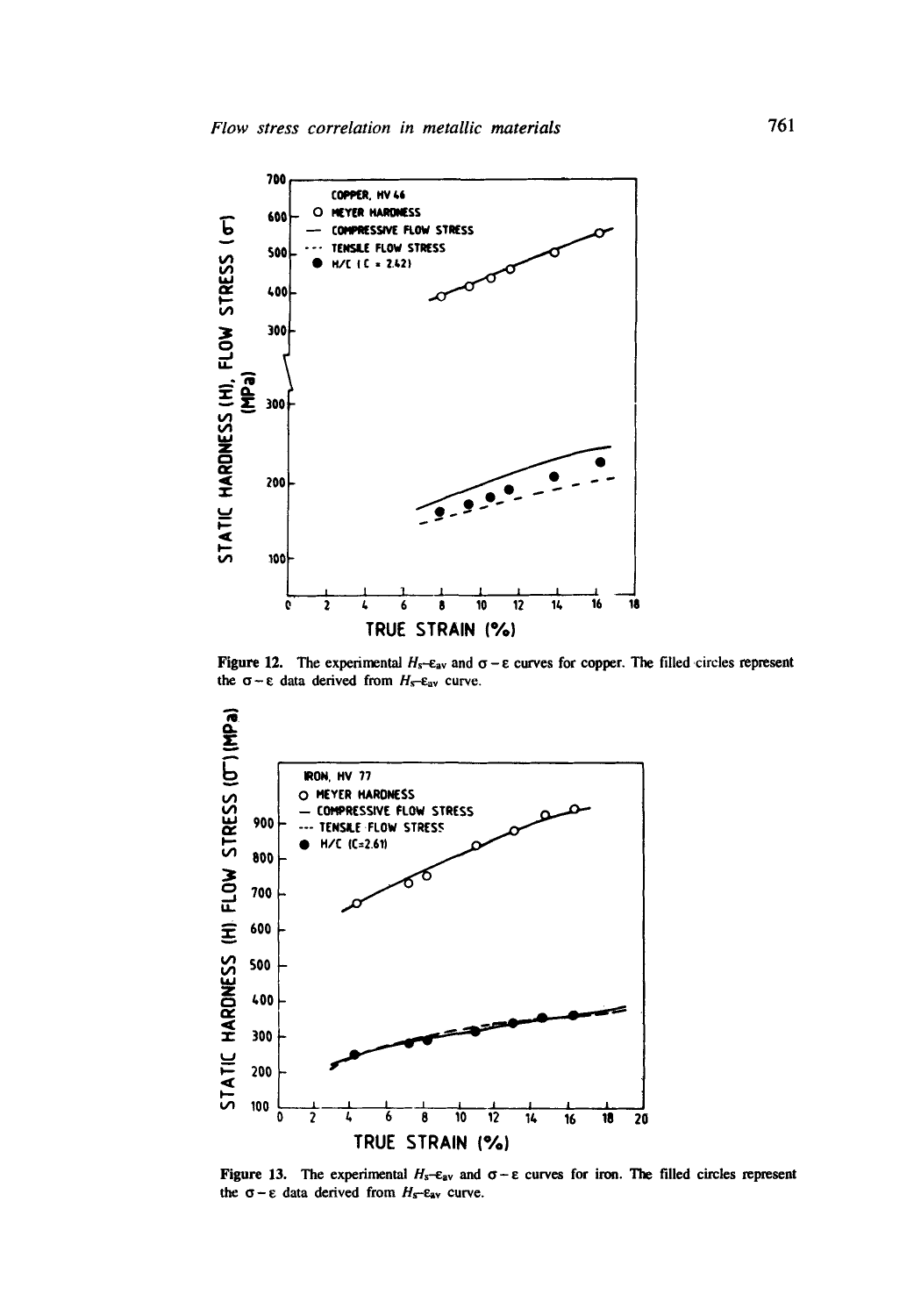Figure 12. The experimental $H_s$–$\varepsilon_{av}$ and $\sigma - \varepsilon$ curves for copper. The filled circles represent the $\sigma - \varepsilon$ data derived from $H_s$–$\varepsilon_{av}$ curve.

Figure 13. The experimental $H_s$–$\varepsilon_{av}$ and $\sigma - \varepsilon$ curves for iron. The filled circles represent the $\sigma - \varepsilon$ data derived from $H_s$–$\varepsilon_{av}$ curve.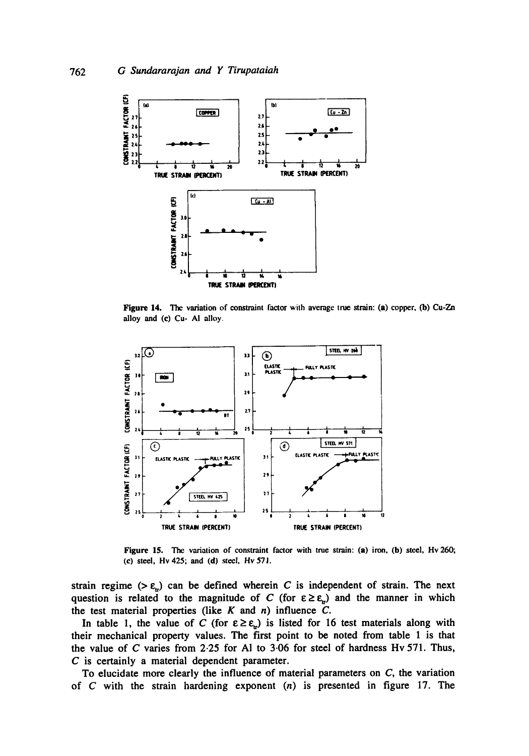Figure 14. The variation of constraint factor with average true strain: (a) copper, (b) Cu-Zn alloy and (c) Cu- Al alloy.

Figure 15. The variation of constraint factor with true strain: (a) iron, (b) steel, Hv 260; (c) steel, Hv 425; and (d) steel, Hv 571.

strain regime ($> \varepsilon_{tr}$) can be defined wherein $C$ is independent of strain. The next question is related to the magnitude of $C$ (for $\varepsilon \geq \varepsilon_{tr}$) and the manner in which the test material properties (like $K$ and $n$) influence $C$.

In table 1, the value of $C$ (for $\varepsilon \geq \varepsilon_{tr}$) is listed for 16 test materials along with their mechanical property values. The first point to be noted from table 1 is that the value of $C$ varies from 2·25 for Al to 3·06 for steel of hardness Hv 571. Thus, $C$ is certainly a material dependent parameter.

To elucidate more clearly the influence of material parameters on $C$, the variation of $C$ with the strain hardening exponent ($n$) is presented in figure 17. The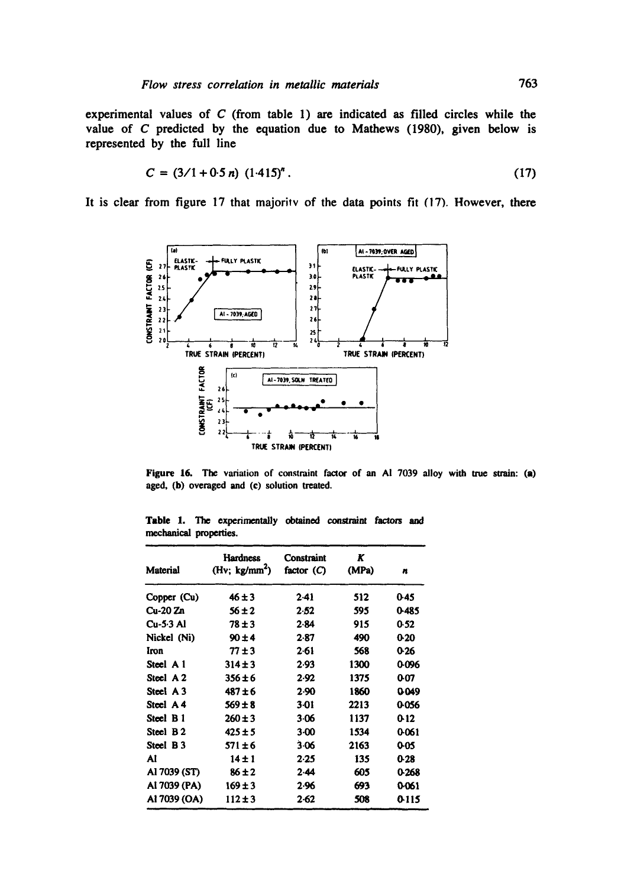experimental values of $C$ (from table 1) are indicated as filled circles while the value of $C$ predicted by the equation due to Mathews (1980), given below is represented by the full line

$$C = (3/1 + 0.5\,n)\,(1.415)^n. \tag{17}$$

It is clear from figure 17 that majority of the data points fit (17). However, there

Figure 16. The variation of constraint factor of an Al 7039 alloy with true strain: (a) aged, (b) overaged and (c) solution treated.

Table 1. The experimentally obtained constraint factors and mechanical properties.

| Material | Hardness (Hv; kg/mm$^2$) | Constraint factor ($C$) | $K$ (MPa) | $n$ |
|---|---|---|---|---|
| Copper (Cu) | 46 ± 3 | 2.41 | 512 | 0.45 |
| Cu-20 Zn | 56 ± 2 | 2.52 | 595 | 0.485 |
| Cu-5.3 Al | 78 ± 3 | 2.84 | 915 | 0.52 |
| Nickel (Ni) | 90 ± 4 | 2.87 | 490 | 0.20 |
| Iron | 77 ± 3 | 2.61 | 568 | 0.26 |
| Steel A 1 | 314 ± 3 | 2.93 | 1300 | 0.096 |
| Steel A 2 | 356 ± 6 | 2.92 | 1375 | 0.07 |
| Steel A 3 | 487 ± 6 | 2.90 | 1860 | 0.049 |
| Steel A 4 | 569 ± 8 | 3.01 | 2213 | 0.056 |
| Steel B 1 | 260 ± 3 | 3.06 | 1137 | 0.12 |
| Steel B 2 | 425 ± 5 | 3.00 | 1534 | 0.061 |
| Steel B 3 | 571 ± 6 | 3.06 | 2163 | 0.05 |
| Al | 14 ± 1 | 2.25 | 135 | 0.28 |
| Al 7039 (ST) | 86 ± 2 | 2.44 | 605 | 0.268 |
| Al 7039 (PA) | 169 ± 3 | 2.96 | 693 | 0.061 |
| Al 7039 (OA) | 112 ± 3 | 2.62 | 508 | 0.115 |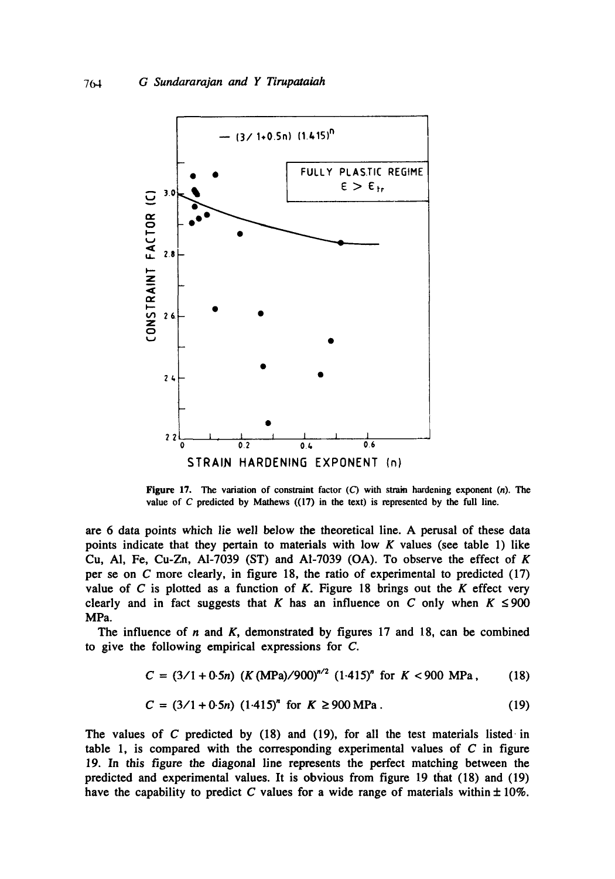**Figure 17.** The variation of constraint factor ($C$) with strain hardening exponent ($n$). The value of $C$ predicted by Mathews ((17) in the text) is represented by the full line.

are 6 data points which lie well below the theoretical line. A perusal of these data points indicate that they pertain to materials with low $K$ values (see table 1) like Cu, Al, Fe, Cu-Zn, Al-7039 (ST) and Al-7039 (OA). To observe the effect of $K$ per se on $C$ more clearly, in figure 18, the ratio of experimental to predicted (17) value of $C$ is plotted as a function of $K$. Figure 18 brings out the $K$ effect very clearly and in fact suggests that $K$ has an influence on $C$ only when $K \leq 900$ MPa.

The influence of $n$ and $K$, demonstrated by figures 17 and 18, can be combined to give the following empirical expressions for $C$.

$$C = (3/1 + 0{\cdot}5n)\ (K\,(\mathrm{MPa})/900)^{n/2}\ (1{\cdot}415)^n \text{ for } K < 900 \text{ MPa}, \tag{18}$$

$$C = (3/1 + 0{\cdot}5n)\ (1{\cdot}415)^n \text{ for } K \geq 900 \text{ MPa}. \tag{19}$$

The values of $C$ predicted by (18) and (19), for all the test materials listed in table 1, is compared with the corresponding experimental values of $C$ in figure 19. In this figure the diagonal line represents the perfect matching between the predicted and experimental values. It is obvious from figure 19 that (18) and (19) have the capability to predict $C$ values for a wide range of materials within $\pm$ 10%.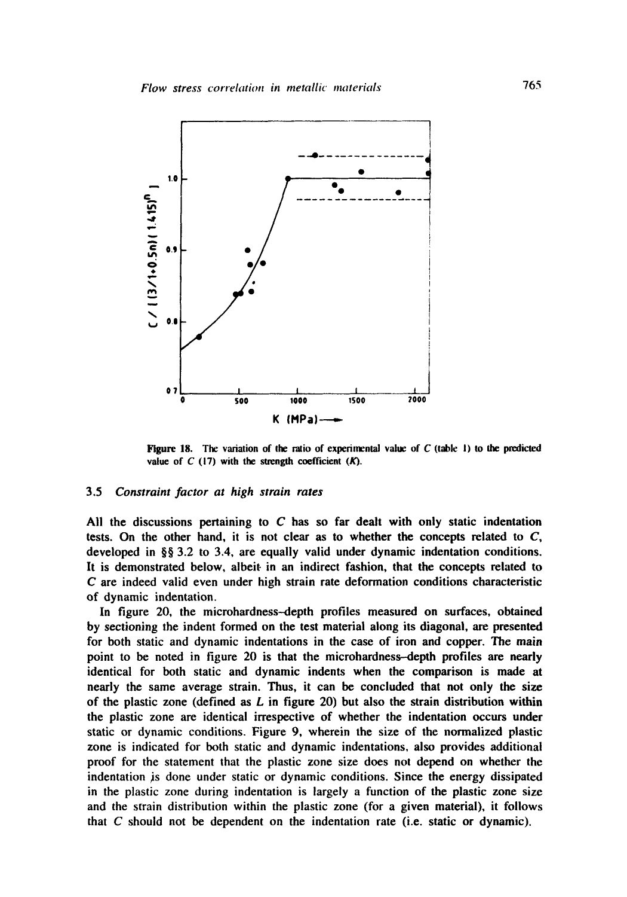**Figure 18.** The variation of the ratio of experimental value of $C$ (table 1) to the predicted value of $C$ (17) with the strength coefficient ($K$).

### 3.5 *Constraint factor at high strain rates*

All the discussions pertaining to $C$ has so far dealt with only static indentation tests. On the other hand, it is not clear as to whether the concepts related to $C$, developed in §§ 3.2 to 3.4, are equally valid under dynamic indentation conditions. It is demonstrated below, albeit in an indirect fashion, that the concepts related to $C$ are indeed valid even under high strain rate deformation conditions characteristic of dynamic indentation.

In figure 20, the microhardness–depth profiles measured on surfaces, obtained by sectioning the indent formed on the test material along its diagonal, are presented for both static and dynamic indentations in the case of iron and copper. The main point to be noted in figure 20 is that the microhardness–depth profiles are nearly identical for both static and dynamic indents when the comparison is made at nearly the same average strain. Thus, it can be concluded that not only the size of the plastic zone (defined as $L$ in figure 20) but also the strain distribution within the plastic zone are identical irrespective of whether the indentation occurs under static or dynamic conditions. Figure 9, wherein the size of the normalized plastic zone is indicated for both static and dynamic indentations, also provides additional proof for the statement that the plastic zone size does not depend on whether the indentation is done under static or dynamic conditions. Since the energy dissipated in the plastic zone during indentation is largely a function of the plastic zone size and the strain distribution within the plastic zone (for a given material), it follows that $C$ should not be dependent on the indentation rate (i.e. static or dynamic).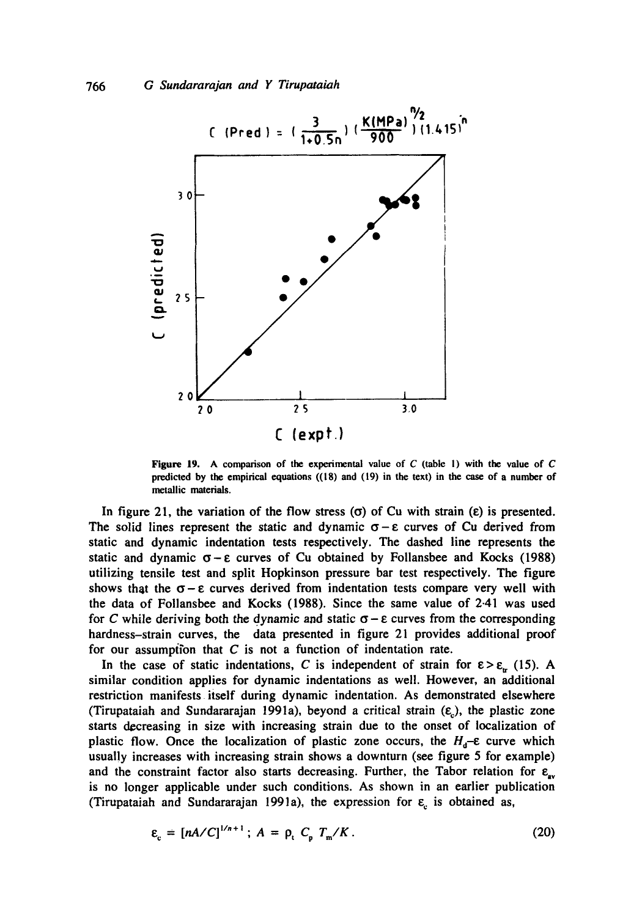$$C\ (\text{Pred}) = \left(\frac{3}{1+0.5n}\right)\left(\frac{K(\text{MPa})}{900}\right)^{n/2}(1.415)^{n}$$

Figure 19. A comparison of the experimental value of $C$ (table 1) with the value of $C$ predicted by the empirical equations ((18) and (19) in the text) in the case of a number of metallic materials.

In figure 21, the variation of the flow stress ($\sigma$) of Cu with strain ($\varepsilon$) is presented. The solid lines represent the static and dynamic $\sigma-\varepsilon$ curves of Cu derived from static and dynamic indentation tests respectively. The dashed line represents the static and dynamic $\sigma-\varepsilon$ curves of Cu obtained by Follansbee and Kocks (1988) utilizing tensile test and split Hopkinson pressure bar test respectively. The figure shows that the $\sigma-\varepsilon$ curves derived from indentation tests compare very well with the data of Follansbee and Kocks (1988). Since the same value of 2·41 was used for $C$ while deriving both the dynamic and static $\sigma-\varepsilon$ curves from the corresponding hardness–strain curves, the data presented in figure 21 provides additional proof for our assumption that $C$ is not a function of indentation rate.

In the case of static indentations, $C$ is independent of strain for $\varepsilon > \varepsilon_{tr}$ (15). A similar condition applies for dynamic indentations as well. However, an additional restriction manifests itself during dynamic indentation. As demonstrated elsewhere (Tirupataiah and Sundararajan 1991a), beyond a critical strain ($\varepsilon_c$), the plastic zone starts decreasing in size with increasing strain due to the onset of localization of plastic flow. Once the localization of plastic zone occurs, the $H_d$–$\varepsilon$ curve which usually increases with increasing strain shows a downturn (see figure 5 for example) and the constraint factor also starts decreasing. Further, the Tabor relation for $\varepsilon_{av}$ is no longer applicable under such conditions. As shown in an earlier publication (Tirupataiah and Sundararajan 1991a), the expression for $\varepsilon_c$ is obtained as,

$$\varepsilon_c = [nA/C]^{1/n+1}\,;\ A = \rho_t\, C_p\, T_m/K. \tag{20}$$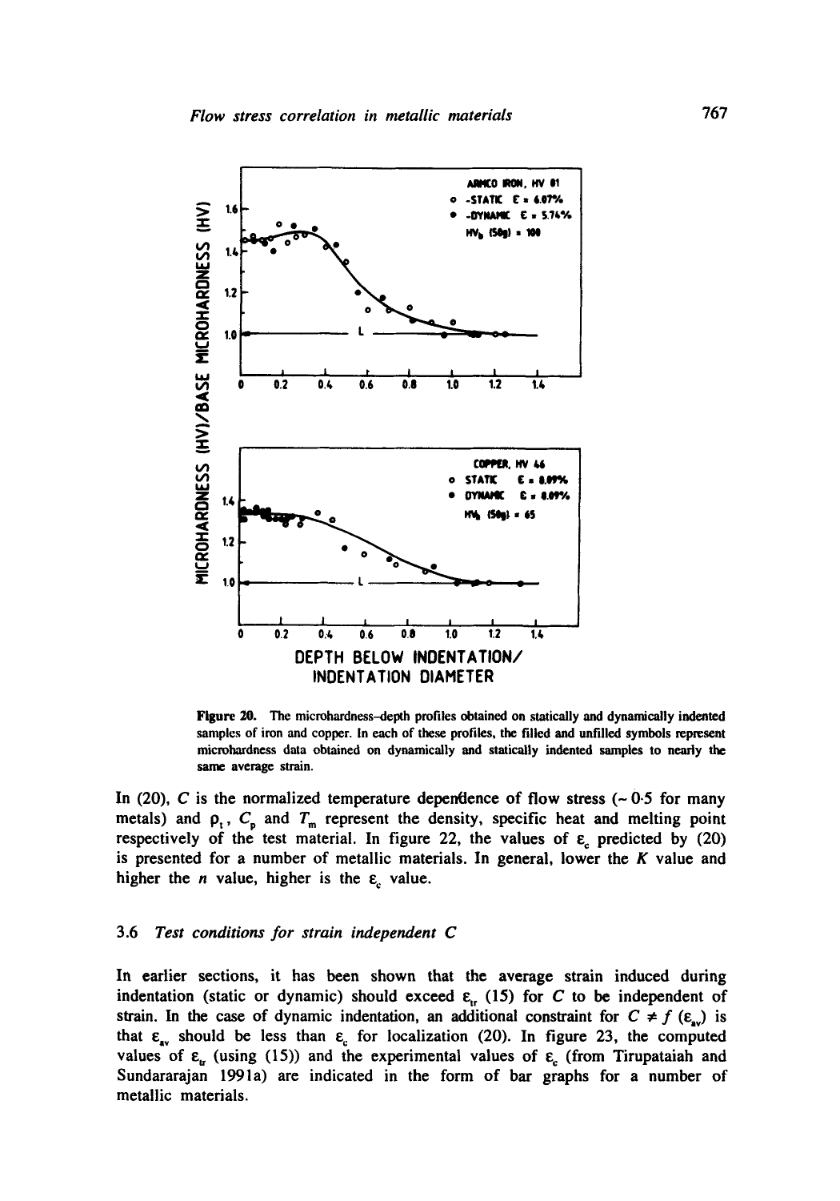**Figure 20.** The microhardness–depth profiles obtained on statically and dynamically indented samples of iron and copper. In each of these profiles, the filled and unfilled symbols represent microhardness data obtained on dynamically and statically indented samples to nearly the same average strain.

In (20), $C$ is the normalized temperature dependence of flow stress (~ 0·5 for many metals) and $\rho_t$, $C_p$ and $T_m$ represent the density, specific heat and melting point respectively of the test material. In figure 22, the values of $\varepsilon_c$ predicted by (20) is presented for a number of metallic materials. In general, lower the $K$ value and higher the $n$ value, higher is the $\varepsilon_c$ value.

### 3.6 *Test conditions for strain independent C*

In earlier sections, it has been shown that the average strain induced during indentation (static or dynamic) should exceed $\varepsilon_{tr}$ (15) for $C$ to be independent of strain. In the case of dynamic indentation, an additional constraint for $C \neq f(\varepsilon_{av})$ is that $\varepsilon_{av}$ should be less than $\varepsilon_c$ for localization (20). In figure 23, the computed values of $\varepsilon_{tr}$ (using (15)) and the experimental values of $\varepsilon_c$ (from Tirupataiah and Sundararajan 1991a) are indicated in the form of bar graphs for a number of metallic materials.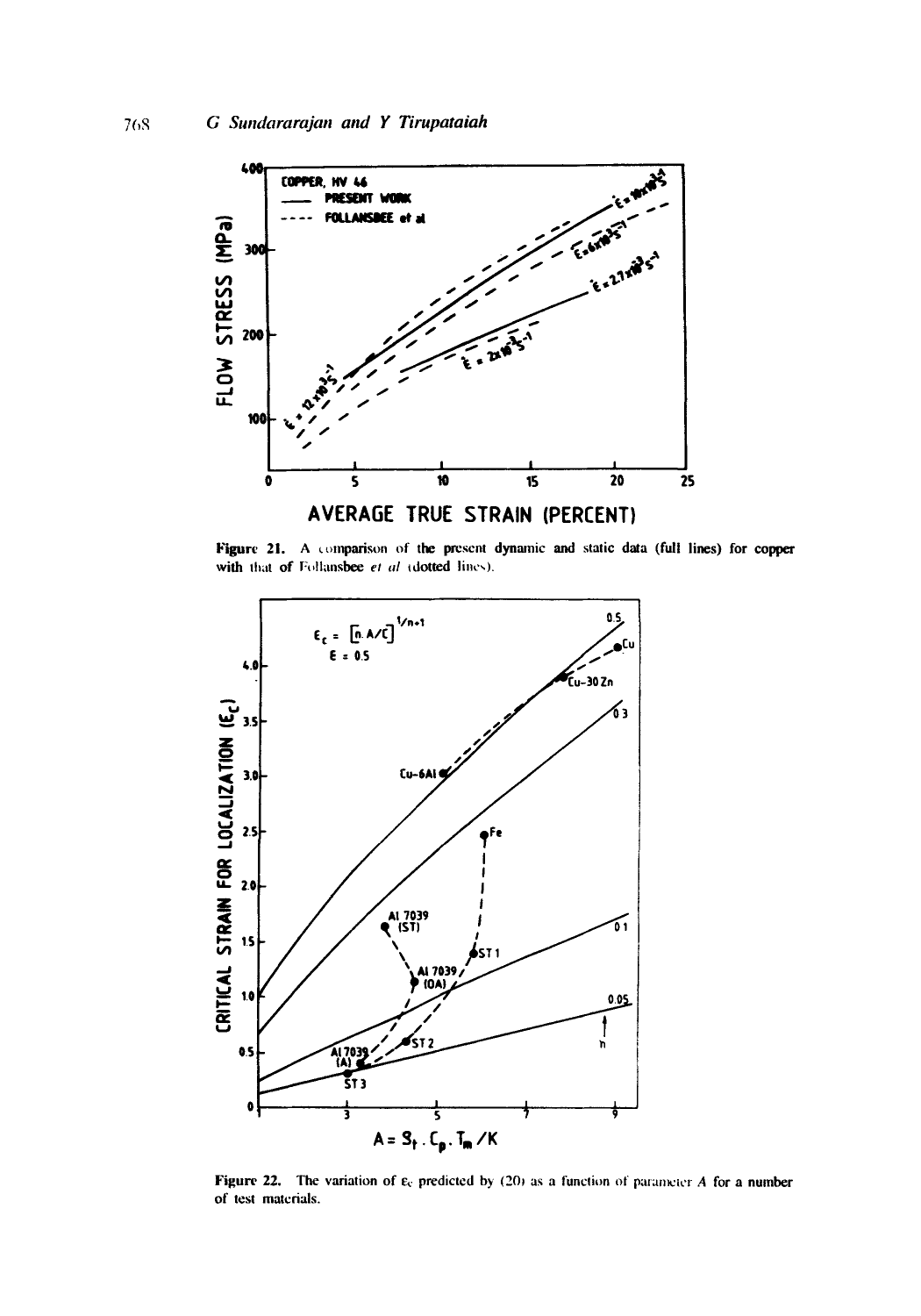**Figure 21.** A comparison of the present dynamic and static data (full lines) for copper with that of Follansbee *et al* (dotted lines).

**Figure 22.** The variation of $\varepsilon_c$ predicted by (20) as a function of parameter $A$ for a number of test materials.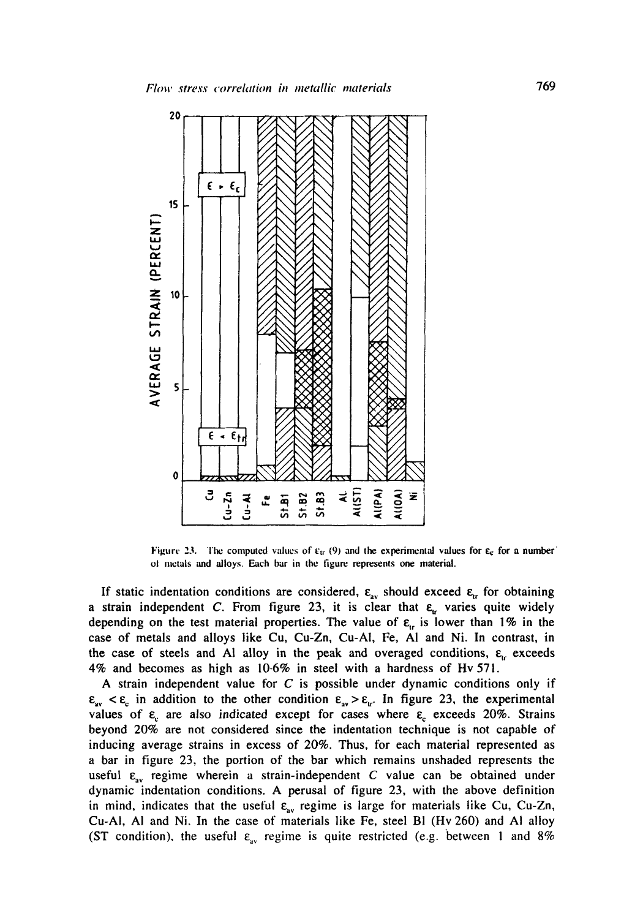Figure 23. The computed values of $\varepsilon_{tr}$ (9) and the experimental values for $\varepsilon_c$ for a number of metals and alloys. Each bar in the figure represents one material.

If static indentation conditions are considered, $\varepsilon_{av}$ should exceed $\varepsilon_{tr}$ for obtaining a strain independent $C$. From figure 23, it is clear that $\varepsilon_{tr}$ varies quite widely depending on the test material properties. The value of $\varepsilon_{tr}$ is lower than 1% in the case of metals and alloys like Cu, Cu-Zn, Cu-Al, Fe, Al and Ni. In contrast, in the case of steels and Al alloy in the peak and overaged conditions, $\varepsilon_{tr}$ exceeds 4% and becomes as high as 10·6% in steel with a hardness of Hv 571.

A strain independent value for $C$ is possible under dynamic conditions only if $\varepsilon_{av} < \varepsilon_c$ in addition to the other condition $\varepsilon_{av} > \varepsilon_{tr}$. In figure 23, the experimental values of $\varepsilon_c$ are also indicated except for cases where $\varepsilon_c$ exceeds 20%. Strains beyond 20% are not considered since the indentation technique is not capable of inducing average strains in excess of 20%. Thus, for each material represented as a bar in figure 23, the portion of the bar which remains unshaded represents the useful $\varepsilon_{av}$ regime wherein a strain-independent $C$ value can be obtained under dynamic indentation conditions. A perusal of figure 23, with the above definition in mind, indicates that the useful $\varepsilon_{av}$ regime is large for materials like Cu, Cu-Zn, Cu-Al, Al and Ni. In the case of materials like Fe, steel B1 (Hv 260) and Al alloy (ST condition), the useful $\varepsilon_{av}$ regime is quite restricted (e.g. between 1 and 8%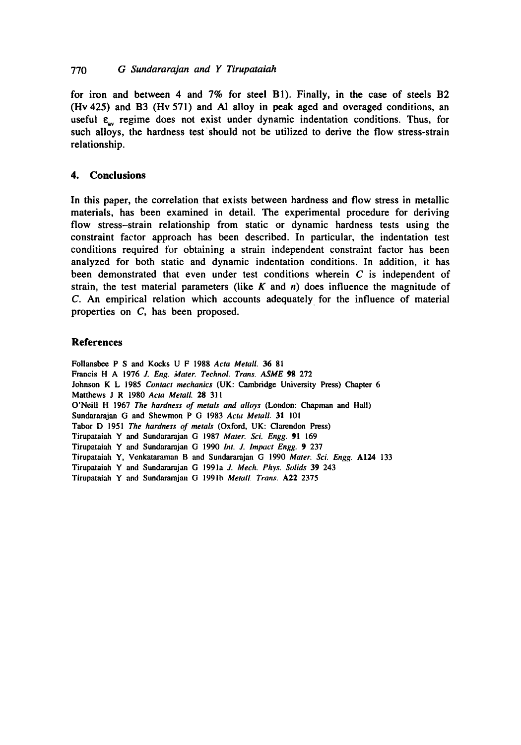for iron and between 4 and 7% for steel B1). Finally, in the case of steels B2 (Hv 425) and B3 (Hv 571) and Al alloy in peak aged and overaged conditions, an useful $\varepsilon_{av}$ regime does not exist under dynamic indentation conditions. Thus, for such alloys, the hardness test should not be utilized to derive the flow stress-strain relationship.

## 4. Conclusions

In this paper, the correlation that exists between hardness and flow stress in metallic materials, has been examined in detail. The experimental procedure for deriving flow stress–strain relationship from static or dynamic hardness tests using the constraint factor approach has been described. In particular, the indentation test conditions required for obtaining a strain independent constraint factor has been analyzed for both static and dynamic indentation conditions. In addition, it has been demonstrated that even under test conditions wherein $C$ is independent of strain, the test material parameters (like $K$ and $n$) does influence the magnitude of $C$. An empirical relation which accounts adequately for the influence of material properties on $C$, has been proposed.

## References

Follansbee P S and Kocks U F 1988 *Acta Metall.* **36** 81

Francis H A 1976 *J. Eng. Mater. Technol. Trans. ASME* **98** 272

Johnson K L 1985 *Contact mechanics* (UK: Cambridge University Press) Chapter 6

Matthews J R 1980 *Acta Metall.* **28** 311

O'Neill H 1967 *The hardness of metals and alloys* (London: Chapman and Hall)

Sundararajan G and Shewmon P G 1983 *Acta Metall.* **31** 101

Tabor D 1951 *The hardness of metals* (Oxford, UK: Clarendon Press)

Tirupataiah Y and Sundararajan G 1987 *Mater. Sci. Engg.* **91** 169

Tirupataiah Y and Sundararajan G 1990 *Int. J. Impact Engg.* **9** 237

Tirupataiah Y, Venkataraman B and Sundararajan G 1990 *Mater. Sci. Engg.* **A124** 133

Tirupataiah Y and Sundararajan G 1991a *J. Mech. Phys. Solids* **39** 243

Tirupataiah Y and Sundararajan G 1991b *Metall. Trans.* **A22** 2375